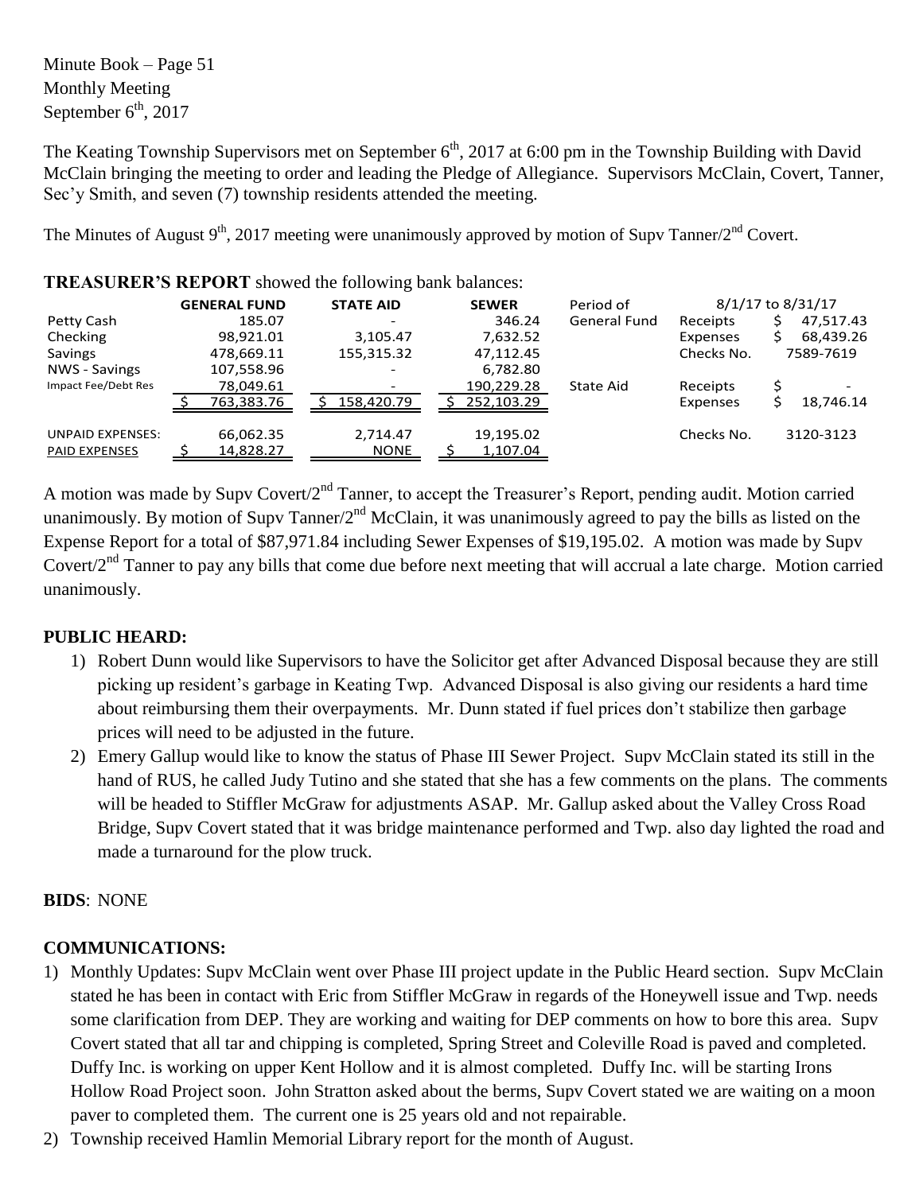Minute Book – Page 51
Monthly Meeting
September 6th, 2017

The Keating Township Supervisors met on September 6th, 2017 at 6:00 pm in the Township Building with David McClain bringing the meeting to order and leading the Pledge of Allegiance. Supervisors McClain, Covert, Tanner, Sec'y Smith, and seven (7) township residents attended the meeting.

The Minutes of August 9th, 2017 meeting were unanimously approved by motion of Supv Tanner/2nd Covert.

**TREASURER'S REPORT** showed the following bank balances:

| | GENERAL FUND | STATE AID | SEWER | Period of | 8/1/17 to 8/31/17 | |
|---|---|---|---|---|---|---|
| Petty Cash | 185.07 | - | 346.24 | General Fund | Receipts | $ 47,517.43 |
| Checking | 98,921.01 | 3,105.47 | 7,632.52 | | Expenses | $ 68,439.26 |
| Savings | 478,669.11 | 155,315.32 | 47,112.45 | | Checks No. | 7589-7619 |
| NWS - Savings | 107,558.96 | - | 6,782.80 | | | |
| Impact Fee/Debt Res | 78,049.61 | - | 190,229.28 | State Aid | Receipts | $ - |
| | $ 763,383.76 | $ 158,420.79 | $ 252,103.29 | | Expenses | $ 18,746.14 |
| UNPAID EXPENSES: | 66,062.35 | 2,714.47 | 19,195.02 | | Checks No. | 3120-3123 |
| PAID EXPENSES | $ 14,828.27 | NONE | $ 1,107.04 | | | |

A motion was made by Supv Covert/2nd Tanner, to accept the Treasurer's Report, pending audit. Motion carried unanimously. By motion of Supv Tanner/2nd McClain, it was unanimously agreed to pay the bills as listed on the Expense Report for a total of $87,971.84 including Sewer Expenses of $19,195.02. A motion was made by Supv Covert/2nd Tanner to pay any bills that come due before next meeting that will accrual a late charge. Motion carried unanimously.

**PUBLIC HEARD:**

1) Robert Dunn would like Supervisors to have the Solicitor get after Advanced Disposal because they are still picking up resident's garbage in Keating Twp. Advanced Disposal is also giving our residents a hard time about reimbursing them their overpayments. Mr. Dunn stated if fuel prices don't stabilize then garbage prices will need to be adjusted in the future.
2) Emery Gallup would like to know the status of Phase III Sewer Project. Supv McClain stated its still in the hand of RUS, he called Judy Tutino and she stated that she has a few comments on the plans. The comments will be headed to Stiffler McGraw for adjustments ASAP. Mr. Gallup asked about the Valley Cross Road Bridge, Supv Covert stated that it was bridge maintenance performed and Twp. also day lighted the road and made a turnaround for the plow truck.

**BIDS**: NONE

**COMMUNICATIONS:**

1) Monthly Updates: Supv McClain went over Phase III project update in the Public Heard section. Supv McClain stated he has been in contact with Eric from Stiffler McGraw in regards of the Honeywell issue and Twp. needs some clarification from DEP. They are working and waiting for DEP comments on how to bore this area. Supv Covert stated that all tar and chipping is completed, Spring Street and Coleville Road is paved and completed. Duffy Inc. is working on upper Kent Hollow and it is almost completed. Duffy Inc. will be starting Irons Hollow Road Project soon. John Stratton asked about the berms, Supv Covert stated we are waiting on a moon paver to completed them. The current one is 25 years old and not repairable.
2) Township received Hamlin Memorial Library report for the month of August.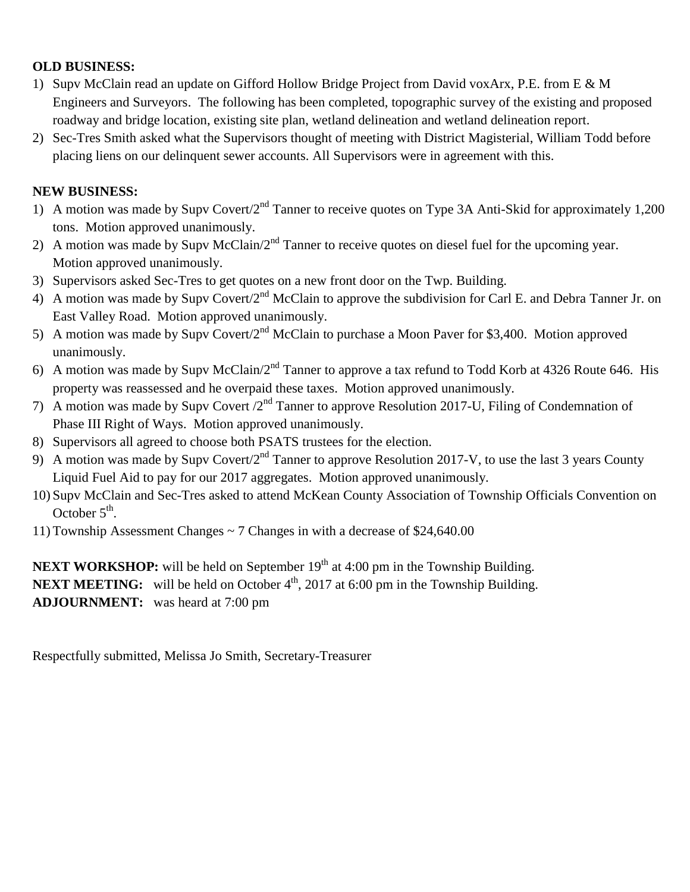**OLD BUSINESS:**

1) Supv McClain read an update on Gifford Hollow Bridge Project from David voxArx, P.E. from E & M Engineers and Surveyors. The following has been completed, topographic survey of the existing and proposed roadway and bridge location, existing site plan, wetland delineation and wetland delineation report.
2) Sec-Tres Smith asked what the Supervisors thought of meeting with District Magisterial, William Todd before placing liens on our delinquent sewer accounts. All Supervisors were in agreement with this.

**NEW BUSINESS:**

1) A motion was made by Supv Covert/2nd Tanner to receive quotes on Type 3A Anti-Skid for approximately 1,200 tons. Motion approved unanimously.
2) A motion was made by Supv McClain/2nd Tanner to receive quotes on diesel fuel for the upcoming year. Motion approved unanimously.
3) Supervisors asked Sec-Tres to get quotes on a new front door on the Twp. Building.
4) A motion was made by Supv Covert/2nd McClain to approve the subdivision for Carl E. and Debra Tanner Jr. on East Valley Road. Motion approved unanimously.
5) A motion was made by Supv Covert/2nd McClain to purchase a Moon Paver for $3,400. Motion approved unanimously.
6) A motion was made by Supv McClain/2nd Tanner to approve a tax refund to Todd Korb at 4326 Route 646. His property was reassessed and he overpaid these taxes. Motion approved unanimously.
7) A motion was made by Supv Covert /2nd Tanner to approve Resolution 2017-U, Filing of Condemnation of Phase III Right of Ways. Motion approved unanimously.
8) Supervisors all agreed to choose both PSATS trustees for the election.
9) A motion was made by Supv Covert/2nd Tanner to approve Resolution 2017-V, to use the last 3 years County Liquid Fuel Aid to pay for our 2017 aggregates. Motion approved unanimously.
10) Supv McClain and Sec-Tres asked to attend McKean County Association of Township Officials Convention on October 5th.
11) Township Assessment Changes ~ 7 Changes in with a decrease of $24,640.00

**NEXT WORKSHOP:** will be held on September 19th at 4:00 pm in the Township Building.
**NEXT MEETING:** will be held on October 4th, 2017 at 6:00 pm in the Township Building.
**ADJOURNMENT:** was heard at 7:00 pm

Respectfully submitted, Melissa Jo Smith, Secretary-Treasurer